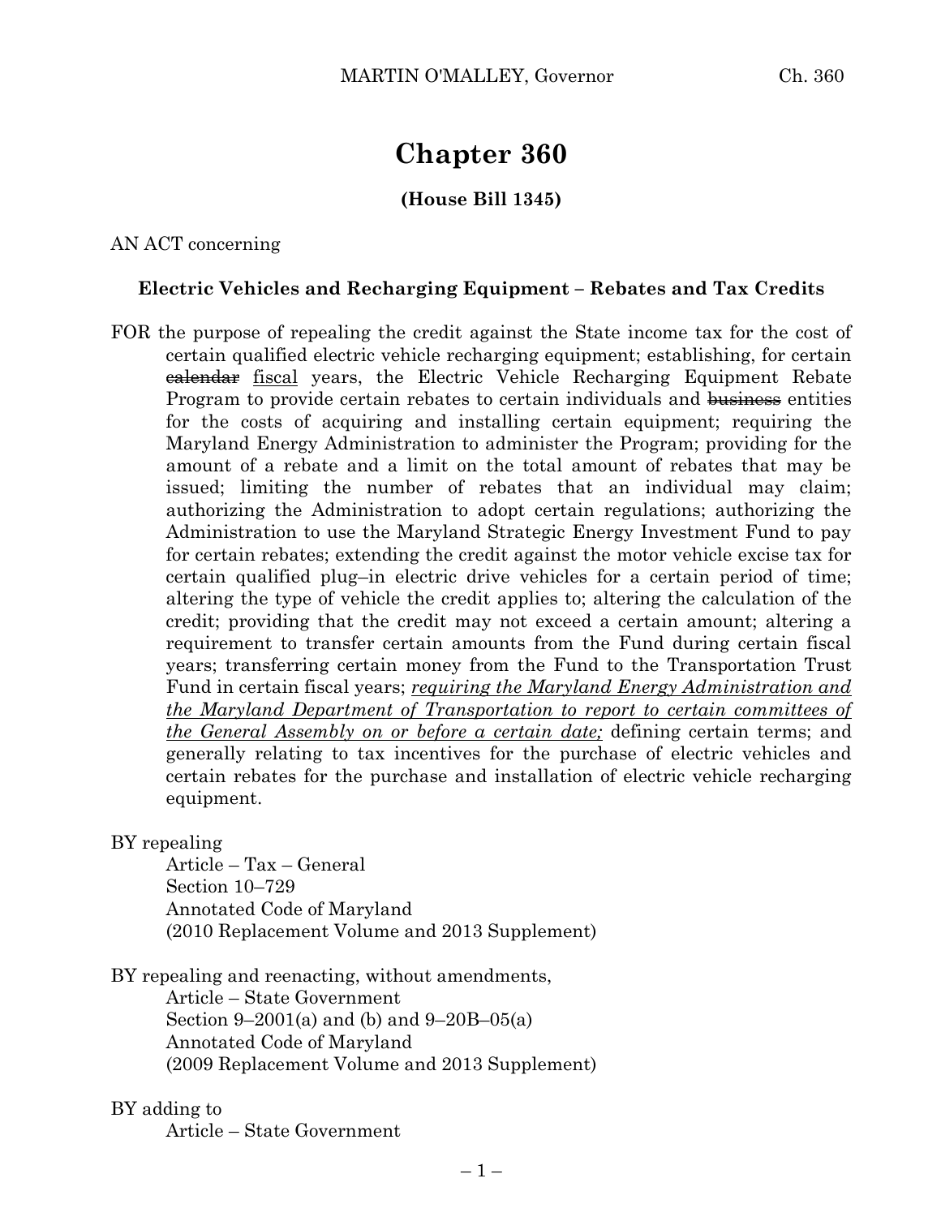# Chapter 360

**(House Bill 1345)**

AN ACT concerning

**Electric Vehicles and Recharging Equipment – Rebates and Tax Credits**

FOR the purpose of repealing the credit against the State income tax for the cost of certain qualified electric vehicle recharging equipment; establishing, for certain ~~calendar~~ fiscal years, the Electric Vehicle Recharging Equipment Rebate Program to provide certain rebates to certain individuals and ~~business~~ entities for the costs of acquiring and installing certain equipment; requiring the Maryland Energy Administration to administer the Program; providing for the amount of a rebate and a limit on the total amount of rebates that may be issued; limiting the number of rebates that an individual may claim; authorizing the Administration to adopt certain regulations; authorizing the Administration to use the Maryland Strategic Energy Investment Fund to pay for certain rebates; extending the credit against the motor vehicle excise tax for certain qualified plug–in electric drive vehicles for a certain period of time; altering the type of vehicle the credit applies to; altering the calculation of the credit; providing that the credit may not exceed a certain amount; altering a requirement to transfer certain amounts from the Fund during certain fiscal years; transferring certain money from the Fund to the Transportation Trust Fund in certain fiscal years; *requiring the Maryland Energy Administration and the Maryland Department of Transportation to report to certain committees of the General Assembly on or before a certain date;* defining certain terms; and generally relating to tax incentives for the purchase of electric vehicles and certain rebates for the purchase and installation of electric vehicle recharging equipment.

BY repealing
Article – Tax – General
Section 10–729
Annotated Code of Maryland
(2010 Replacement Volume and 2013 Supplement)

BY repealing and reenacting, without amendments,
Article – State Government
Section 9–2001(a) and (b) and 9–20B–05(a)
Annotated Code of Maryland
(2009 Replacement Volume and 2013 Supplement)

BY adding to
Article – State Government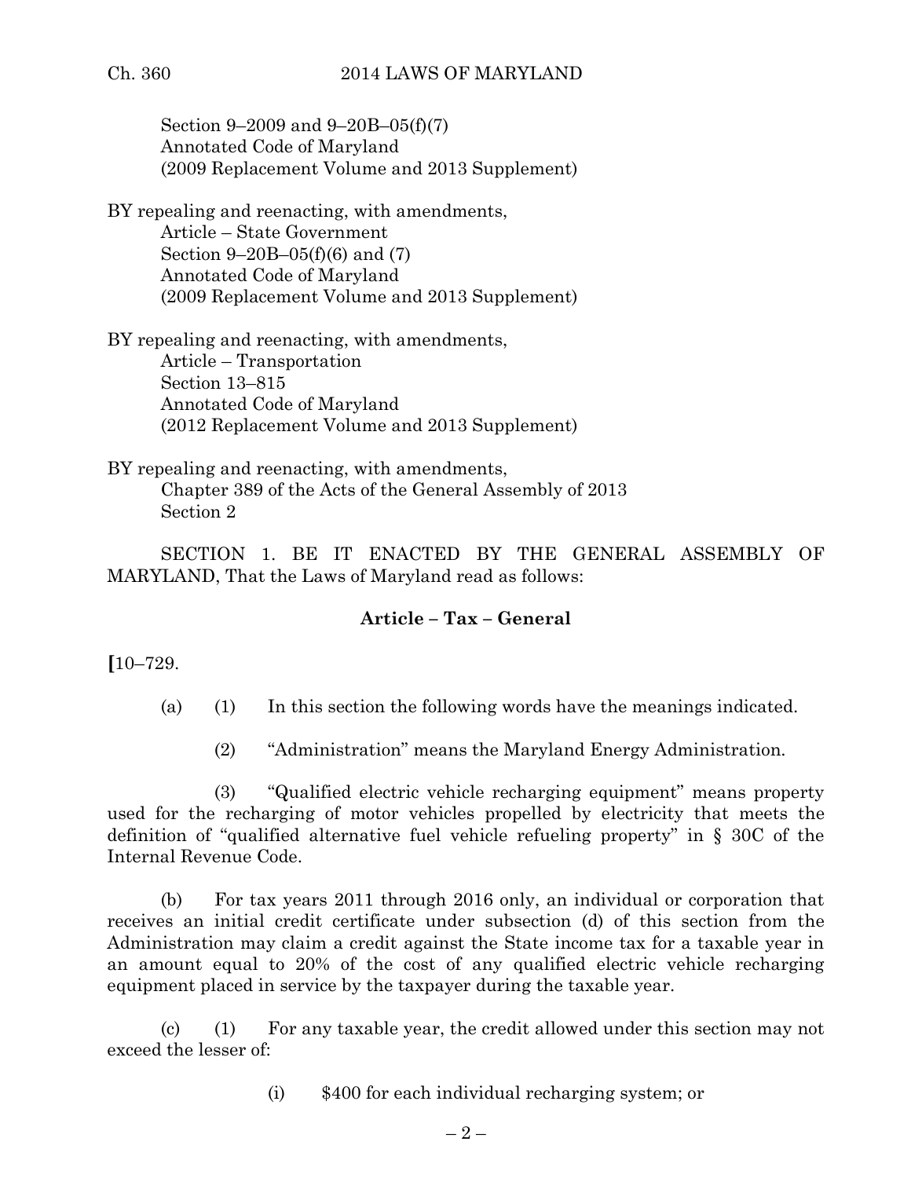Section 9–2009 and 9–20B–05(f)(7)
Annotated Code of Maryland
(2009 Replacement Volume and 2013 Supplement)

BY repealing and reenacting, with amendments,
Article – State Government
Section 9–20B–05(f)(6) and (7)
Annotated Code of Maryland
(2009 Replacement Volume and 2013 Supplement)

BY repealing and reenacting, with amendments,
Article – Transportation
Section 13–815
Annotated Code of Maryland
(2012 Replacement Volume and 2013 Supplement)

BY repealing and reenacting, with amendments,
Chapter 389 of the Acts of the General Assembly of 2013
Section 2

SECTION 1. BE IT ENACTED BY THE GENERAL ASSEMBLY OF MARYLAND, That the Laws of Maryland read as follows:

**Article – Tax – General**

**[**10–729.

(a) (1) In this section the following words have the meanings indicated.

(2) "Administration" means the Maryland Energy Administration.

(3) "Qualified electric vehicle recharging equipment" means property used for the recharging of motor vehicles propelled by electricity that meets the definition of "qualified alternative fuel vehicle refueling property" in § 30C of the Internal Revenue Code.

(b) For tax years 2011 through 2016 only, an individual or corporation that receives an initial credit certificate under subsection (d) of this section from the Administration may claim a credit against the State income tax for a taxable year in an amount equal to 20% of the cost of any qualified electric vehicle recharging equipment placed in service by the taxpayer during the taxable year.

(c) (1) For any taxable year, the credit allowed under this section may not exceed the lesser of:

(i) $400 for each individual recharging system; or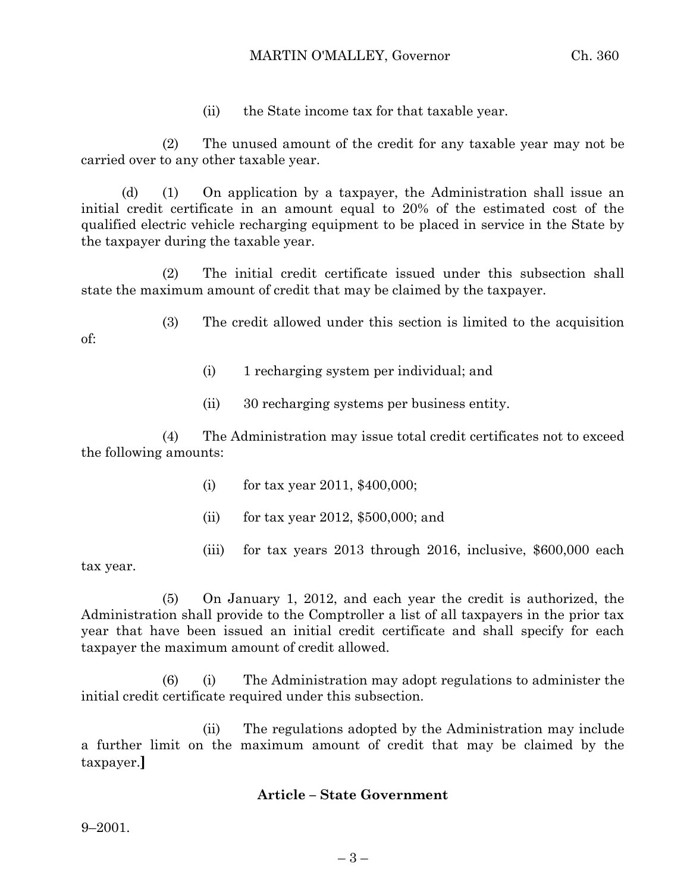(ii) the State income tax for that taxable year.

(2) The unused amount of the credit for any taxable year may not be carried over to any other taxable year.

(d) (1) On application by a taxpayer, the Administration shall issue an initial credit certificate in an amount equal to 20% of the estimated cost of the qualified electric vehicle recharging equipment to be placed in service in the State by the taxpayer during the taxable year.

(2) The initial credit certificate issued under this subsection shall state the maximum amount of credit that may be claimed by the taxpayer.

(3) The credit allowed under this section is limited to the acquisition of:

(i) 1 recharging system per individual; and

(ii) 30 recharging systems per business entity.

(4) The Administration may issue total credit certificates not to exceed the following amounts:

(i) for tax year 2011, $400,000;

(ii) for tax year 2012, $500,000; and

(iii) for tax years 2013 through 2016, inclusive, $600,000 each tax year.

(5) On January 1, 2012, and each year the credit is authorized, the Administration shall provide to the Comptroller a list of all taxpayers in the prior tax year that have been issued an initial credit certificate and shall specify for each taxpayer the maximum amount of credit allowed.

(6) (i) The Administration may adopt regulations to administer the initial credit certificate required under this subsection.

(ii) The regulations adopted by the Administration may include a further limit on the maximum amount of credit that may be claimed by the taxpayer.**]**

**Article – State Government**

9–2001.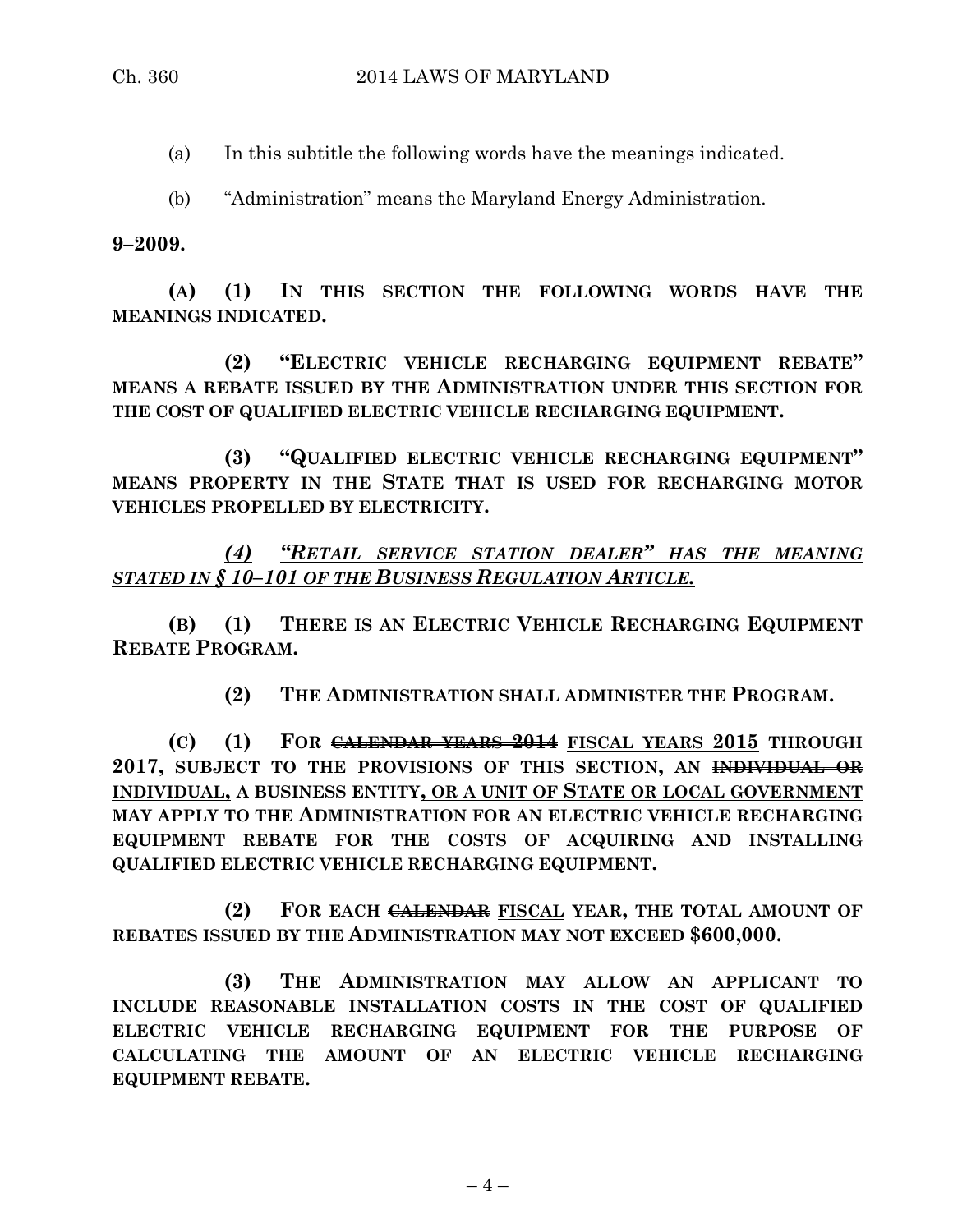(a) In this subtitle the following words have the meanings indicated.

(b) "Administration" means the Maryland Energy Administration.

**9–2009.**

**(A) (1) IN THIS SECTION THE FOLLOWING WORDS HAVE THE MEANINGS INDICATED.**

**(2) "ELECTRIC VEHICLE RECHARGING EQUIPMENT REBATE" MEANS A REBATE ISSUED BY THE ADMINISTRATION UNDER THIS SECTION FOR THE COST OF QUALIFIED ELECTRIC VEHICLE RECHARGING EQUIPMENT.**

**(3) "QUALIFIED ELECTRIC VEHICLE RECHARGING EQUIPMENT" MEANS PROPERTY IN THE STATE THAT IS USED FOR RECHARGING MOTOR VEHICLES PROPELLED BY ELECTRICITY.**

***(4) "RETAIL SERVICE STATION DEALER" HAS THE MEANING STATED IN § 10–101 OF THE BUSINESS REGULATION ARTICLE.***

**(B) (1) THERE IS AN ELECTRIC VEHICLE RECHARGING EQUIPMENT REBATE PROGRAM.**

**(2) THE ADMINISTRATION SHALL ADMINISTER THE PROGRAM.**

**(C) (1) FOR ~~CALENDAR YEARS 2014~~ FISCAL YEARS 2015 THROUGH 2017, SUBJECT TO THE PROVISIONS OF THIS SECTION, AN ~~INDIVIDUAL OR~~ INDIVIDUAL, A BUSINESS ENTITY, OR A UNIT OF STATE OR LOCAL GOVERNMENT MAY APPLY TO THE ADMINISTRATION FOR AN ELECTRIC VEHICLE RECHARGING EQUIPMENT REBATE FOR THE COSTS OF ACQUIRING AND INSTALLING QUALIFIED ELECTRIC VEHICLE RECHARGING EQUIPMENT.**

**(2) FOR EACH ~~CALENDAR~~ FISCAL YEAR, THE TOTAL AMOUNT OF REBATES ISSUED BY THE ADMINISTRATION MAY NOT EXCEED $600,000.**

**(3) THE ADMINISTRATION MAY ALLOW AN APPLICANT TO INCLUDE REASONABLE INSTALLATION COSTS IN THE COST OF QUALIFIED ELECTRIC VEHICLE RECHARGING EQUIPMENT FOR THE PURPOSE OF CALCULATING THE AMOUNT OF AN ELECTRIC VEHICLE RECHARGING EQUIPMENT REBATE.**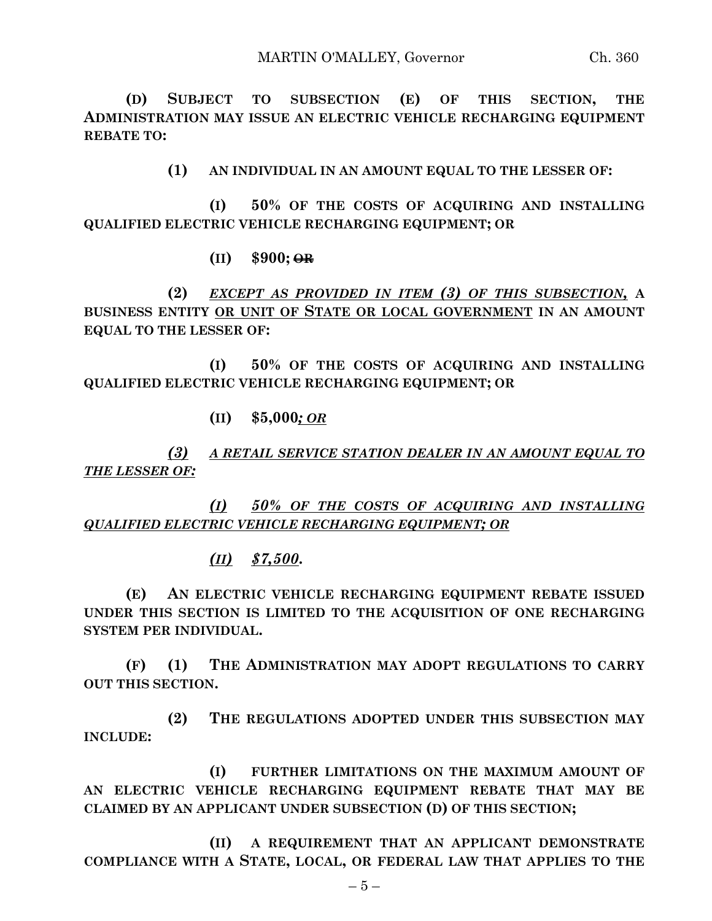**(D) SUBJECT TO SUBSECTION (E) OF THIS SECTION, THE ADMINISTRATION MAY ISSUE AN ELECTRIC VEHICLE RECHARGING EQUIPMENT REBATE TO:**

**(1) AN INDIVIDUAL IN AN AMOUNT EQUAL TO THE LESSER OF:**

**(I) 50% OF THE COSTS OF ACQUIRING AND INSTALLING QUALIFIED ELECTRIC VEHICLE RECHARGING EQUIPMENT; OR**

**(II) $900; ~~OR~~**

**(2)** ***EXCEPT AS PROVIDED IN ITEM (3) OF THIS SUBSECTION,*** **A BUSINESS ENTITY OR UNIT OF STATE OR LOCAL GOVERNMENT IN AN AMOUNT EQUAL TO THE LESSER OF:**

**(I) 50% OF THE COSTS OF ACQUIRING AND INSTALLING QUALIFIED ELECTRIC VEHICLE RECHARGING EQUIPMENT; OR**

**(II) $5,000*; OR***

***(3) A RETAIL SERVICE STATION DEALER IN AN AMOUNT EQUAL TO THE LESSER OF:***

***(I) 50% OF THE COSTS OF ACQUIRING AND INSTALLING QUALIFIED ELECTRIC VEHICLE RECHARGING EQUIPMENT; OR***

***(II) $7,500*.**

**(E) AN ELECTRIC VEHICLE RECHARGING EQUIPMENT REBATE ISSUED UNDER THIS SECTION IS LIMITED TO THE ACQUISITION OF ONE RECHARGING SYSTEM PER INDIVIDUAL.**

**(F) (1) THE ADMINISTRATION MAY ADOPT REGULATIONS TO CARRY OUT THIS SECTION.**

**(2) THE REGULATIONS ADOPTED UNDER THIS SUBSECTION MAY INCLUDE:**

**(I) FURTHER LIMITATIONS ON THE MAXIMUM AMOUNT OF AN ELECTRIC VEHICLE RECHARGING EQUIPMENT REBATE THAT MAY BE CLAIMED BY AN APPLICANT UNDER SUBSECTION (D) OF THIS SECTION;**

**(II) A REQUIREMENT THAT AN APPLICANT DEMONSTRATE COMPLIANCE WITH A STATE, LOCAL, OR FEDERAL LAW THAT APPLIES TO THE**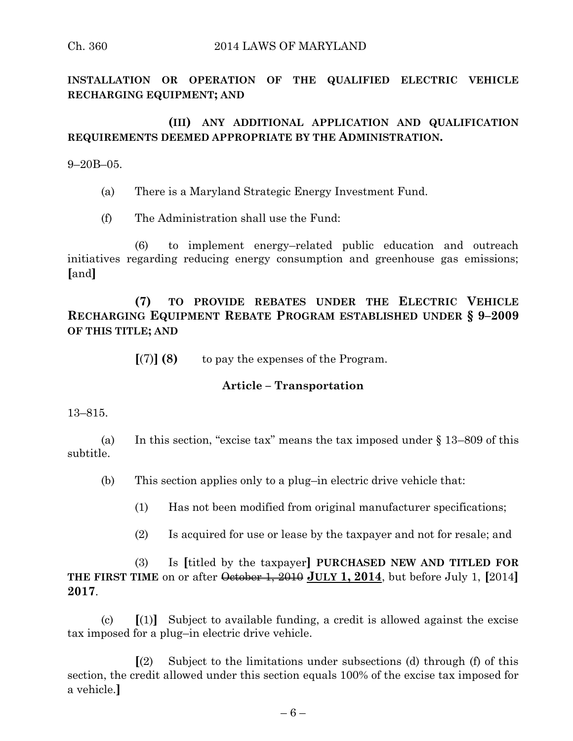**INSTALLATION OR OPERATION OF THE QUALIFIED ELECTRIC VEHICLE RECHARGING EQUIPMENT; AND**

**(III) ANY ADDITIONAL APPLICATION AND QUALIFICATION REQUIREMENTS DEEMED APPROPRIATE BY THE ADMINISTRATION.**

9–20B–05.

(a) There is a Maryland Strategic Energy Investment Fund.

(f) The Administration shall use the Fund:

(6) to implement energy–related public education and outreach initiatives regarding reducing energy consumption and greenhouse gas emissions; **[**and**]**

**(7) TO PROVIDE REBATES UNDER THE ELECTRIC VEHICLE RECHARGING EQUIPMENT REBATE PROGRAM ESTABLISHED UNDER § 9–2009 OF THIS TITLE; AND**

**[**(7)**] (8)** to pay the expenses of the Program.

### Article – Transportation

13–815.

(a) In this section, "excise tax" means the tax imposed under § 13–809 of this subtitle.

(b) This section applies only to a plug–in electric drive vehicle that:

(1) Has not been modified from original manufacturer specifications;

(2) Is acquired for use or lease by the taxpayer and not for resale; and

(3) Is **[**titled by the taxpayer**]** **PURCHASED NEW AND TITLED FOR THE FIRST TIME** on or after ~~October 1, 2010~~ **<u>JULY 1, 2014</u>**, but before July 1, **[**2014**]** **2017**.

(c) **[**(1)**]** Subject to available funding, a credit is allowed against the excise tax imposed for a plug–in electric drive vehicle.

**[**(2) Subject to the limitations under subsections (d) through (f) of this section, the credit allowed under this section equals 100% of the excise tax imposed for a vehicle.**]**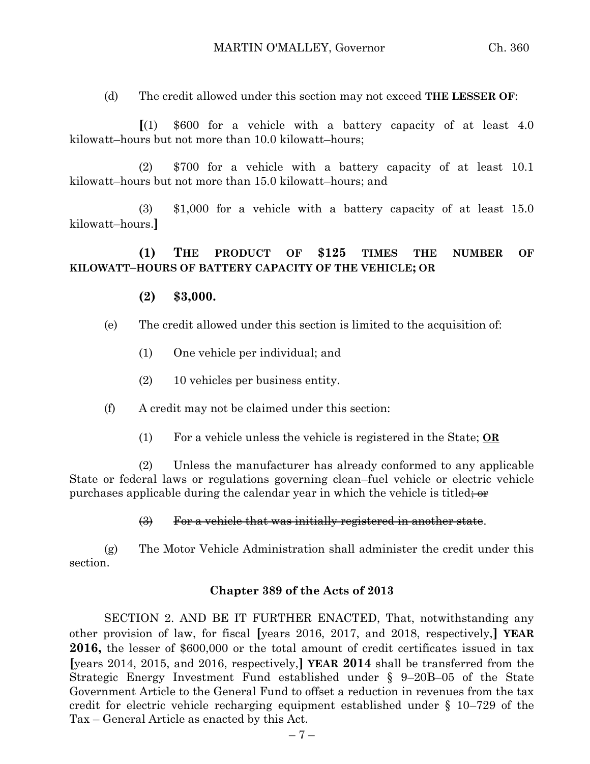(d) The credit allowed under this section may not exceed **THE LESSER OF**:

[(1) $600 for a vehicle with a battery capacity of at least 4.0 kilowatt–hours but not more than 10.0 kilowatt–hours;

(2) $700 for a vehicle with a battery capacity of at least 10.1 kilowatt–hours but not more than 15.0 kilowatt–hours; and

(3) $1,000 for a vehicle with a battery capacity of at least 15.0 kilowatt–hours.]

**(1) THE PRODUCT OF $125 TIMES THE NUMBER OF KILOWATT–HOURS OF BATTERY CAPACITY OF THE VEHICLE; OR**

**(2) $3,000.**

(e) The credit allowed under this section is limited to the acquisition of:

(1) One vehicle per individual; and

(2) 10 vehicles per business entity.

(f) A credit may not be claimed under this section:

(1) For a vehicle unless the vehicle is registered in the State; **OR**

(2) Unless the manufacturer has already conformed to any applicable State or federal laws or regulations governing clean–fuel vehicle or electric vehicle purchases applicable during the calendar year in which the vehicle is titled~~; or~~

~~(3) For a vehicle that was initially registered in another state~~.

(g) The Motor Vehicle Administration shall administer the credit under this section.

**Chapter 389 of the Acts of 2013**

SECTION 2. AND BE IT FURTHER ENACTED, That, notwithstanding any other provision of law, for fiscal [years 2016, 2017, and 2018, respectively,] **YEAR 2016,** the lesser of $600,000 or the total amount of credit certificates issued in tax [years 2014, 2015, and 2016, respectively,] **YEAR 2014** shall be transferred from the Strategic Energy Investment Fund established under § 9–20B–05 of the State Government Article to the General Fund to offset a reduction in revenues from the tax credit for electric vehicle recharging equipment established under § 10–729 of the Tax – General Article as enacted by this Act.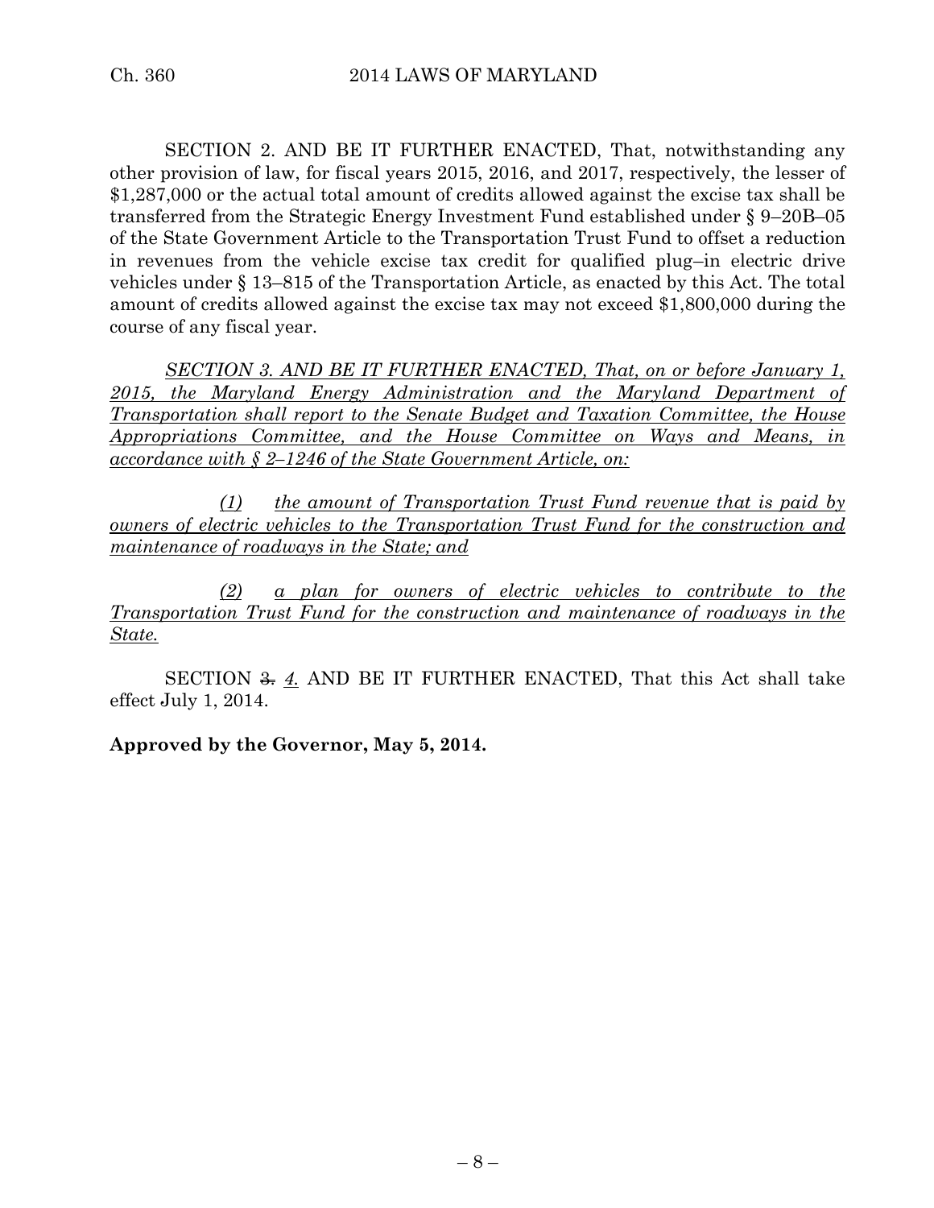SECTION 2. AND BE IT FURTHER ENACTED, That, notwithstanding any other provision of law, for fiscal years 2015, 2016, and 2017, respectively, the lesser of $1,287,000 or the actual total amount of credits allowed against the excise tax shall be transferred from the Strategic Energy Investment Fund established under § 9–20B–05 of the State Government Article to the Transportation Trust Fund to offset a reduction in revenues from the vehicle excise tax credit for qualified plug–in electric drive vehicles under § 13–815 of the Transportation Article, as enacted by this Act. The total amount of credits allowed against the excise tax may not exceed $1,800,000 during the course of any fiscal year.

*SECTION 3. AND BE IT FURTHER ENACTED, That, on or before January 1, 2015, the Maryland Energy Administration and the Maryland Department of Transportation shall report to the Senate Budget and Taxation Committee, the House Appropriations Committee, and the House Committee on Ways and Means, in accordance with § 2–1246 of the State Government Article, on:*

*(1) the amount of Transportation Trust Fund revenue that is paid by owners of electric vehicles to the Transportation Trust Fund for the construction and maintenance of roadways in the State; and*

*(2) a plan for owners of electric vehicles to contribute to the Transportation Trust Fund for the construction and maintenance of roadways in the State.*

SECTION ~~3.~~ *4.* AND BE IT FURTHER ENACTED, That this Act shall take effect July 1, 2014.

**Approved by the Governor, May 5, 2014.**